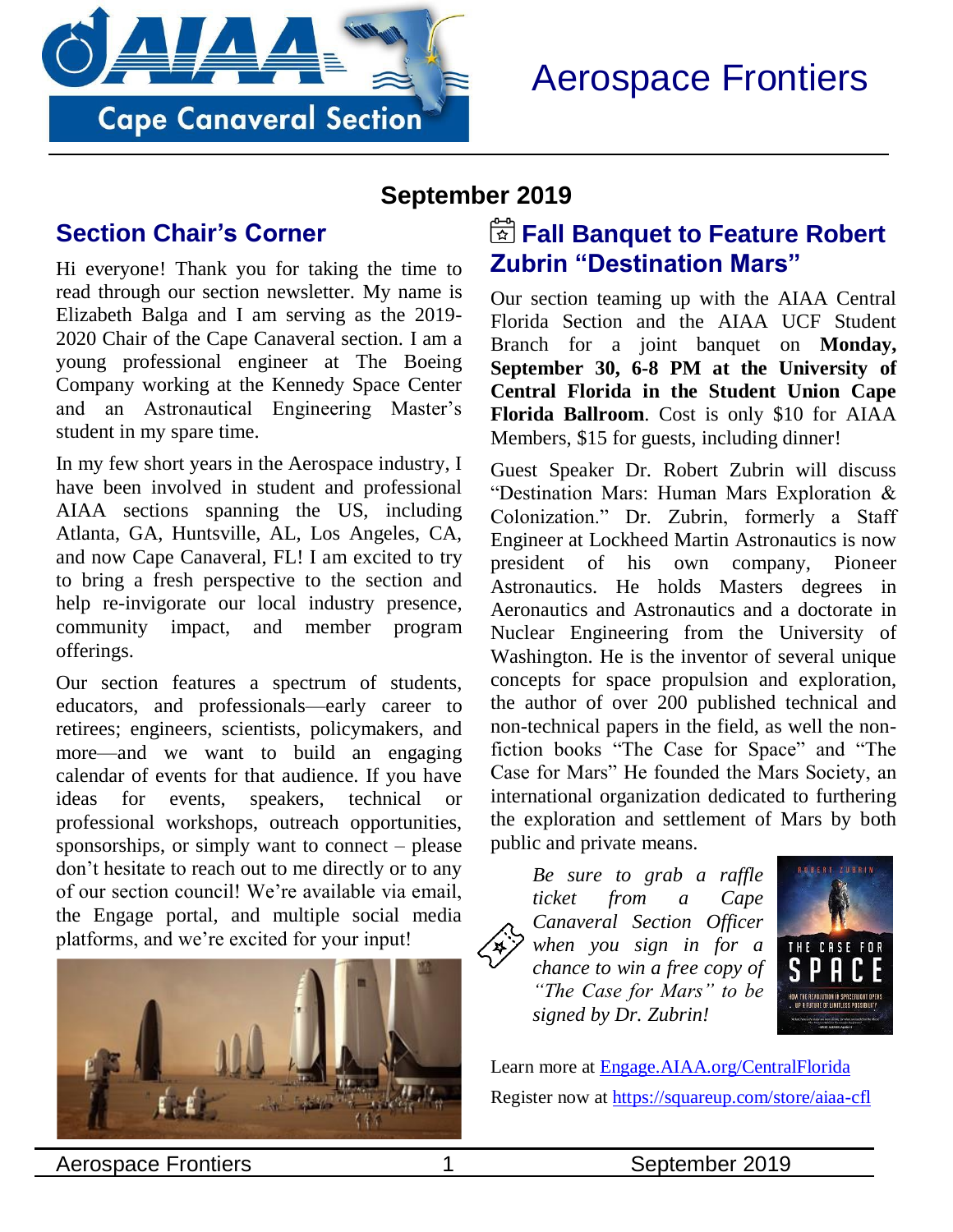Aerospace Frontiers

**September 2019**

## Section Chair's Corner

Hi everyone! Thank you for taking the time to read through our section newsletter. My name is Elizabeth Balga and I am serving as the 2019-2020 Chair of the Cape Canaveral section. I am a young professional engineer at The Boeing Company working at the Kennedy Space Center and an Astronautical Engineering Master's student in my spare time.

In my few short years in the Aerospace industry, I have been involved in student and professional AIAA sections spanning the US, including Atlanta, GA, Huntsville, AL, Los Angeles, CA, and now Cape Canaveral, FL! I am excited to try to bring a fresh perspective to the section and help re-invigorate our local industry presence, community impact, and member program offerings.

Our section features a spectrum of students, educators, and professionals—early career to retirees; engineers, scientists, policymakers, and more—and we want to build an engaging calendar of events for that audience. If you have ideas for events, speakers, technical or professional workshops, outreach opportunities, sponsorships, or simply want to connect – please don't hesitate to reach out to me directly or to any of our section council! We're available via email, the Engage portal, and multiple social media platforms, and we're excited for your input!

## Fall Banquet to Feature Robert Zubrin "Destination Mars"

Our section teaming up with the AIAA Central Florida Section and the AIAA UCF Student Branch for a joint banquet on **Monday, September 30, 6-8 PM at the University of Central Florida in the Student Union Cape Florida Ballroom**. Cost is only $10 for AIAA Members, $15 for guests, including dinner!

Guest Speaker Dr. Robert Zubrin will discuss "Destination Mars: Human Mars Exploration & Colonization." Dr. Zubrin, formerly a Staff Engineer at Lockheed Martin Astronautics is now president of his own company, Pioneer Astronautics. He holds Masters degrees in Aeronautics and Astronautics and a doctorate in Nuclear Engineering from the University of Washington. He is the inventor of several unique concepts for space propulsion and exploration, the author of over 200 published technical and non-technical papers in the field, as well the non-fiction books "The Case for Space" and "The Case for Mars" He founded the Mars Society, an international organization dedicated to furthering the exploration and settlement of Mars by both public and private means.

*Be sure to grab a raffle ticket from a Cape Canaveral Section Officer when you sign in for a chance to win a free copy of "The Case for Mars" to be signed by Dr. Zubrin!*

Learn more at [Engage.AIAA.org/CentralFlorida](Engage.AIAA.org/CentralFlorida)

Register now at [https://squareup.com/store/aiaa-cfl](https://squareup.com/store/aiaa-cfl)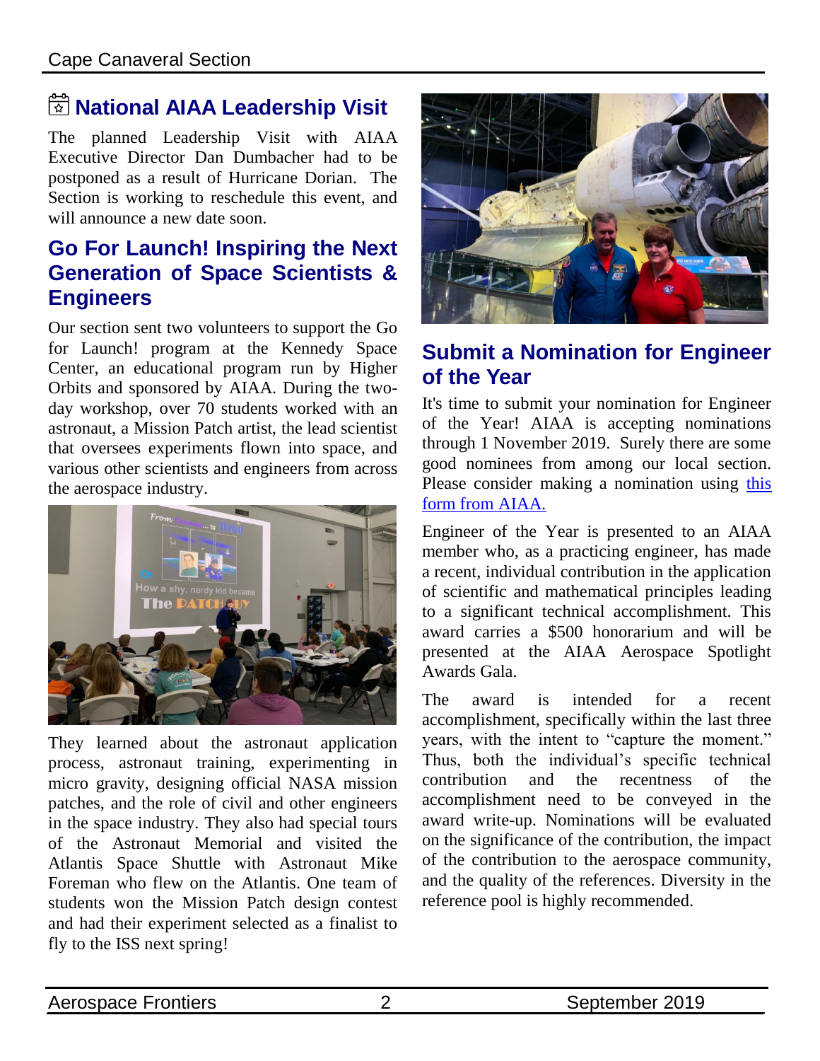## National AIAA Leadership Visit

The planned Leadership Visit with AIAA Executive Director Dan Dumbacher had to be postponed as a result of Hurricane Dorian. The Section is working to reschedule this event, and will announce a new date soon.

## Go For Launch! Inspiring the Next Generation of Space Scientists & Engineers

Our section sent two volunteers to support the Go for Launch! program at the Kennedy Space Center, an educational program run by Higher Orbits and sponsored by AIAA. During the two-day workshop, over 70 students worked with an astronaut, a Mission Patch artist, the lead scientist that oversees experiments flown into space, and various other scientists and engineers from across the aerospace industry.

They learned about the astronaut application process, astronaut training, experimenting in micro gravity, designing official NASA mission patches, and the role of civil and other engineers in the space industry. They also had special tours of the Astronaut Memorial and visited the Atlantis Space Shuttle with Astronaut Mike Foreman who flew on the Atlantis. One team of students won the Mission Patch design contest and had their experiment selected as a finalist to fly to the ISS next spring!

## Submit a Nomination for Engineer of the Year

It's time to submit your nomination for Engineer of the Year! AIAA is accepting nominations through 1 November 2019. Surely there are some good nominees from among our local section. Please consider making a nomination using this form from AIAA.

Engineer of the Year is presented to an AIAA member who, as a practicing engineer, has made a recent, individual contribution in the application of scientific and mathematical principles leading to a significant technical accomplishment. This award carries a $500 honorarium and will be presented at the AIAA Aerospace Spotlight Awards Gala.

The award is intended for a recent accomplishment, specifically within the last three years, with the intent to "capture the moment." Thus, both the individual's specific technical contribution and the recentness of the accomplishment need to be conveyed in the award write-up. Nominations will be evaluated on the significance of the contribution, the impact of the contribution to the aerospace community, and the quality of the references. Diversity in the reference pool is highly recommended.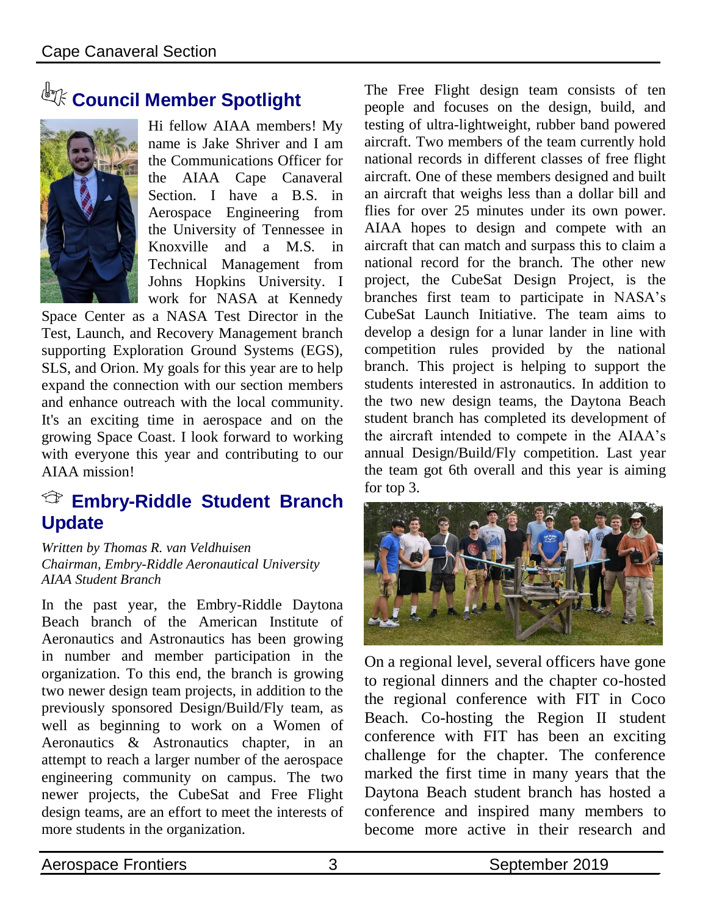## Council Member Spotlight

Hi fellow AIAA members! My name is Jake Shriver and I am the Communications Officer for the AIAA Cape Canaveral Section. I have a B.S. in Aerospace Engineering from the University of Tennessee in Knoxville and a M.S. in Technical Management from Johns Hopkins University. I work for NASA at Kennedy Space Center as a NASA Test Director in the Test, Launch, and Recovery Management branch supporting Exploration Ground Systems (EGS), SLS, and Orion. My goals for this year are to help expand the connection with our section members and enhance outreach with the local community. It's an exciting time in aerospace and on the growing Space Coast. I look forward to working with everyone this year and contributing to our AIAA mission!

## Embry-Riddle Student Branch Update

*Written by Thomas R. van Veldhuisen*
*Chairman, Embry-Riddle Aeronautical University AIAA Student Branch*

In the past year, the Embry-Riddle Daytona Beach branch of the American Institute of Aeronautics and Astronautics has been growing in number and member participation in the organization. To this end, the branch is growing two newer design team projects, in addition to the previously sponsored Design/Build/Fly team, as well as beginning to work on a Women of Aeronautics & Astronautics chapter, in an attempt to reach a larger number of the aerospace engineering community on campus. The two newer projects, the CubeSat and Free Flight design teams, are an effort to meet the interests of more students in the organization.

The Free Flight design team consists of ten people and focuses on the design, build, and testing of ultra-lightweight, rubber band powered aircraft. Two members of the team currently hold national records in different classes of free flight aircraft. One of these members designed and built an aircraft that weighs less than a dollar bill and flies for over 25 minutes under its own power. AIAA hopes to design and compete with an aircraft that can match and surpass this to claim a national record for the branch. The other new project, the CubeSat Design Project, is the branches first team to participate in NASA's CubeSat Launch Initiative. The team aims to develop a design for a lunar lander in line with competition rules provided by the national branch. This project is helping to support the students interested in astronautics. In addition to the two new design teams, the Daytona Beach student branch has completed its development of the aircraft intended to compete in the AIAA's annual Design/Build/Fly competition. Last year the team got 6th overall and this year is aiming for top 3.

On a regional level, several officers have gone to regional dinners and the chapter co-hosted the regional conference with FIT in Coco Beach. Co-hosting the Region II student conference with FIT has been an exciting challenge for the chapter. The conference marked the first time in many years that the Daytona Beach student branch has hosted a conference and inspired many members to become more active in their research and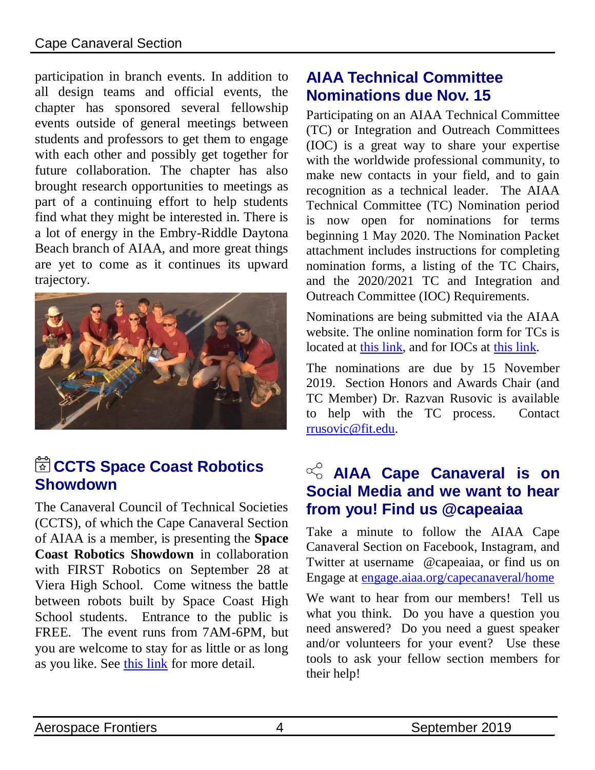participation in branch events. In addition to all design teams and official events, the chapter has sponsored several fellowship events outside of general meetings between students and professors to get them to engage with each other and possibly get together for future collaboration. The chapter has also brought research opportunities to meetings as part of a continuing effort to help students find what they might be interested in. There is a lot of energy in the Embry-Riddle Daytona Beach branch of AIAA, and more great things are yet to come as it continues its upward trajectory.

## CCTS Space Coast Robotics Showdown

The Canaveral Council of Technical Societies (CCTS), of which the Cape Canaveral Section of AIAA is a member, is presenting the **Space Coast Robotics Showdown** in collaboration with FIRST Robotics on September 28 at Viera High School. Come witness the battle between robots built by Space Coast High School students. Entrance to the public is FREE. The event runs from 7AM-6PM, but you are welcome to stay for as little or as long as you like. See this link for more detail.

## AIAA Technical Committee Nominations due Nov. 15

Participating on an AIAA Technical Committee (TC) or Integration and Outreach Committees (IOC) is a great way to share your expertise with the worldwide professional community, to make new contacts in your field, and to gain recognition as a technical leader. The AIAA Technical Committee (TC) Nomination period is now open for nominations for terms beginning 1 May 2020. The Nomination Packet attachment includes instructions for completing nomination forms, a listing of the TC Chairs, and the 2020/2021 TC and Integration and Outreach Committee (IOC) Requirements.

Nominations are being submitted via the AIAA website. The online nomination form for TCs is located at this link, and for IOCs at this link.

The nominations are due by 15 November 2019. Section Honors and Awards Chair (and TC Member) Dr. Razvan Rusovic is available to help with the TC process. Contact rrusovic@fit.edu.

## AIAA Cape Canaveral is on Social Media and we want to hear from you! Find us @capeaiaa

Take a minute to follow the AIAA Cape Canaveral Section on Facebook, Instagram, and Twitter at username @capeaiaa, or find us on Engage at engage.aiaa.org/capecanaveral/home

We want to hear from our members! Tell us what you think. Do you have a question you need answered? Do you need a guest speaker and/or volunteers for your event? Use these tools to ask your fellow section members for their help!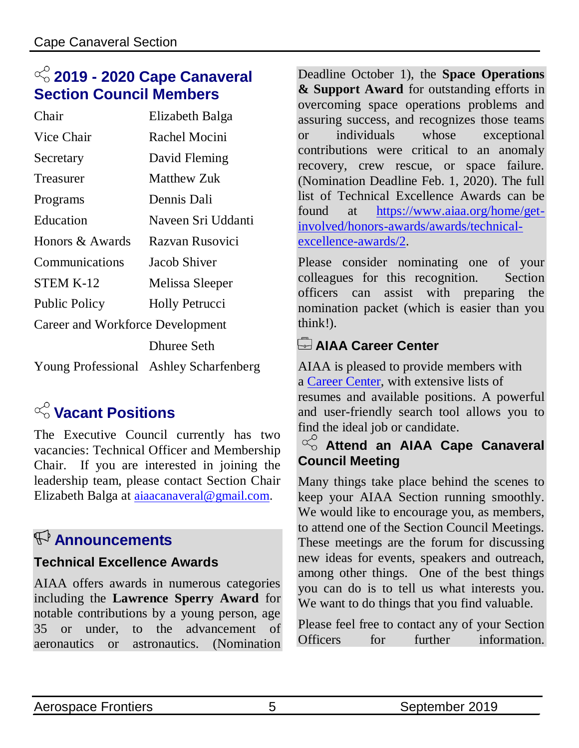## 2019 - 2020 Cape Canaveral Section Council Members

| | |
|---|---|
| Chair | Elizabeth Balga |
| Vice Chair | Rachel Mocini |
| Secretary | David Fleming |
| Treasurer | Matthew Zuk |
| Programs | Dennis Dali |
| Education | Naveen Sri Uddanti |
| Honors & Awards | Razvan Rusovici |
| Communications | Jacob Shiver |
| STEM K-12 | Melissa Sleeper |
| Public Policy | Holly Petrucci |
| Career and Workforce Development | Dhuree Seth |
| Young Professional | Ashley Scharfenberg |

## Vacant Positions

The Executive Council currently has two vacancies: Technical Officer and Membership Chair. If you are interested in joining the leadership team, please contact Section Chair Elizabeth Balga at aiaacanaveral@gmail.com.

## Announcements

### Technical Excellence Awards

AIAA offers awards in numerous categories including the **Lawrence Sperry Award** for notable contributions by a young person, age 35 or under, to the advancement of aeronautics or astronautics. (Nomination Deadline October 1), the **Space Operations & Support Award** for outstanding efforts in overcoming space operations problems and assuring success, and recognizes those teams or individuals whose exceptional contributions were critical to an anomaly recovery, crew rescue, or space failure. (Nomination Deadline Feb. 1, 2020). The full list of Technical Excellence Awards can be found at https://www.aiaa.org/home/get-involved/honors-awards/awards/technical-excellence-awards/2.

Please consider nominating one of your colleagues for this recognition. Section officers can assist with preparing the nomination packet (which is easier than you think!).

## AIAA Career Center

AIAA is pleased to provide members with a Career Center, with extensive lists of resumes and available positions. A powerful and user-friendly search tool allows you to find the ideal job or candidate.

## Attend an AIAA Cape Canaveral Council Meeting

Many things take place behind the scenes to keep your AIAA Section running smoothly. We would like to encourage you, as members, to attend one of the Section Council Meetings. These meetings are the forum for discussing new ideas for events, speakers and outreach, among other things. One of the best things you can do is to tell us what interests you. We want to do things that you find valuable.

Please feel free to contact any of your Section Officers for further information.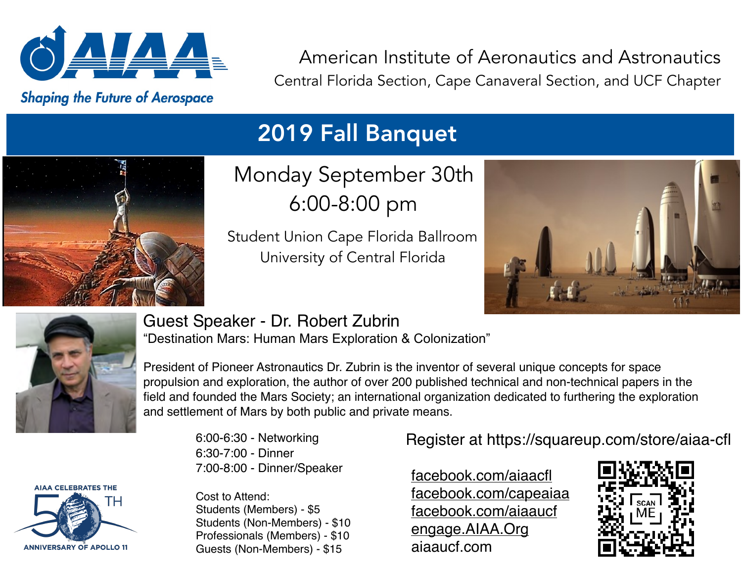AIAA

*Shaping the Future of Aerospace*

American Institute of Aeronautics and Astronautics

Central Florida Section, Cape Canaveral Section, and UCF Chapter

# 2019 Fall Banquet

## Monday September 30th
## 6:00-8:00 pm

Student Union Cape Florida Ballroom
University of Central Florida

## Guest Speaker - Dr. Robert Zubrin

"Destination Mars: Human Mars Exploration & Colonization"

President of Pioneer Astronautics Dr. Zubrin is the inventor of several unique concepts for space propulsion and exploration, the author of over 200 published technical and non-technical papers in the field and founded the Mars Society; an international organization dedicated to furthering the exploration and settlement of Mars by both public and private means.

6:00-6:30 - Networking
6:30-7:00 - Dinner
7:00-8:00 - Dinner/Speaker

Cost to Attend:
Students (Members) - $5
Students (Non-Members) - $10
Professionals (Members) - $10
Guests (Non-Members) - $15

Register at https://squareup.com/store/aiaa-cfl

facebook.com/aiaacfl
facebook.com/capeaiaa
facebook.com/aiaaucf
engage.AIAA.Org
aiaaucf.com

SCAN ME

AIAA CELEBRATES THE 50TH ANNIVERSARY OF APOLLO 11